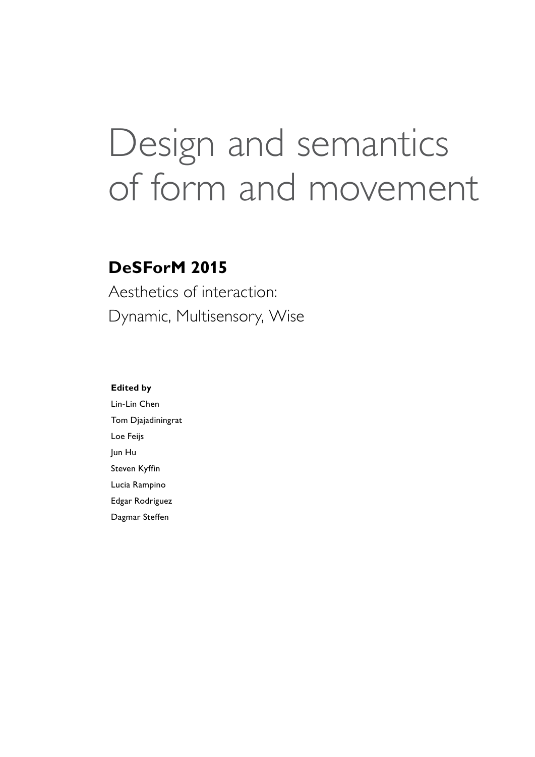# Design and semantics of form and movement

## DeSForM 2015

Aesthetics of interaction:
Dynamic, Multisensory, Wise

**Edited by**

Lin-Lin Chen
Tom Djajadiningrat
Loe Feijs
Jun Hu
Steven Kyffin
Lucia Rampino
Edgar Rodriguez
Dagmar Steffen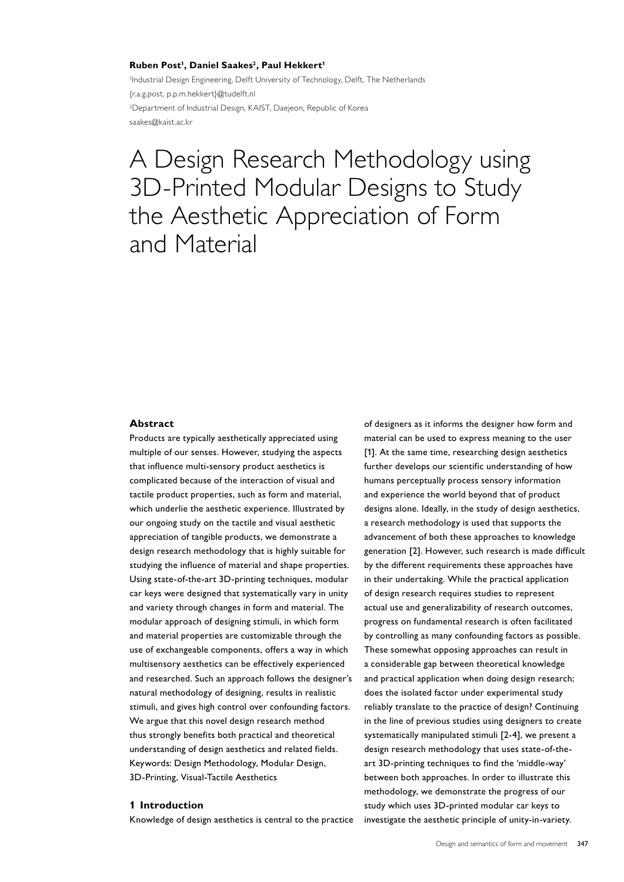**Ruben Post[1], Daniel Saakes[2], Paul Hekkert[1]**

[1]Industrial Design Engineering, Delft University of Technology, Delft, The Netherlands

{r.a.g.post, p.p.m.hekkert}@tudelft.nl

[2]Department of Industrial Design, KAIST, Daejeon, Republic of Korea

saakes@kaist.ac.kr

# A Design Research Methodology using 3D-Printed Modular Designs to Study the Aesthetic Appreciation of Form and Material

## Abstract

Products are typically aesthetically appreciated using multiple of our senses. However, studying the aspects that influence multi-sensory product aesthetics is complicated because of the interaction of visual and tactile product properties, such as form and material, which underlie the aesthetic experience. Illustrated by our ongoing study on the tactile and visual aesthetic appreciation of tangible products, we demonstrate a design research methodology that is highly suitable for studying the influence of material and shape properties. Using state-of-the-art 3D-printing techniques, modular car keys were designed that systematically vary in unity and variety through changes in form and material. The modular approach of designing stimuli, in which form and material properties are customizable through the use of exchangeable components, offers a way in which multisensory aesthetics can be effectively experienced and researched. Such an approach follows the designer's natural methodology of designing, results in realistic stimuli, and gives high control over confounding factors. We argue that this novel design research method thus strongly benefits both practical and theoretical understanding of design aesthetics and related fields.

Keywords: Design Methodology, Modular Design, 3D-Printing, Visual-Tactile Aesthetics

## 1 Introduction

Knowledge of design aesthetics is central to the practice of designers as it informs the designer how form and material can be used to express meaning to the user [1]. At the same time, researching design aesthetics further develops our scientific understanding of how humans perceptually process sensory information and experience the world beyond that of product designs alone. Ideally, in the study of design aesthetics, a research methodology is used that supports the advancement of both these approaches to knowledge generation [2]. However, such research is made difficult by the different requirements these approaches have in their undertaking. While the practical application of design research requires studies to represent actual use and generalizability of research outcomes, progress on fundamental research is often facilitated by controlling as many confounding factors as possible. These somewhat opposing approaches can result in a considerable gap between theoretical knowledge and practical application when doing design research; does the isolated factor under experimental study reliably translate to the practice of design? Continuing in the line of previous studies using designers to create systematically manipulated stimuli [2-4], we present a design research methodology that uses state-of-the-art 3D-printing techniques to find the 'middle-way' between both approaches. In order to illustrate this methodology, we demonstrate the progress of our study which uses 3D-printed modular car keys to investigate the aesthetic principle of unity-in-variety.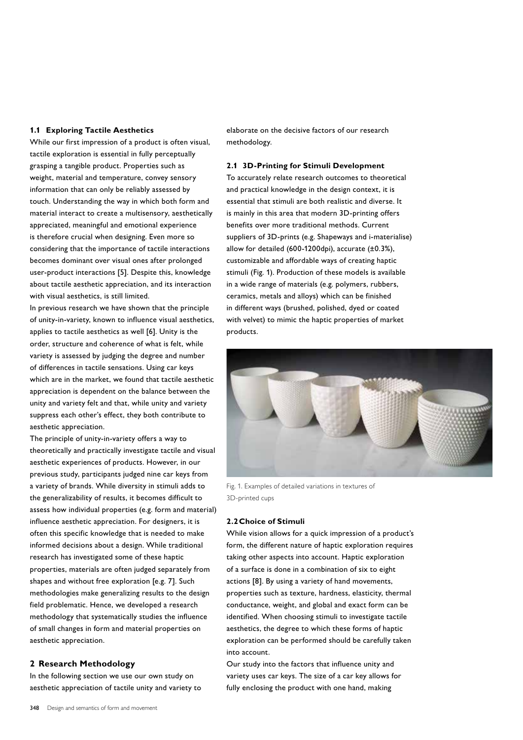### 1.1 Exploring Tactile Aesthetics

While our first impression of a product is often visual, tactile exploration is essential in fully perceptually grasping a tangible product. Properties such as weight, material and temperature, convey sensory information that can only be reliably assessed by touch. Understanding the way in which both form and material interact to create a multisensory, aesthetically appreciated, meaningful and emotional experience is therefore crucial when designing. Even more so considering that the importance of tactile interactions becomes dominant over visual ones after prolonged user-product interactions [5]. Despite this, knowledge about tactile aesthetic appreciation, and its interaction with visual aesthetics, is still limited.

In previous research we have shown that the principle of unity-in-variety, known to influence visual aesthetics, applies to tactile aesthetics as well [6]. Unity is the order, structure and coherence of what is felt, while variety is assessed by judging the degree and number of differences in tactile sensations. Using car keys which are in the market, we found that tactile aesthetic appreciation is dependent on the balance between the unity and variety felt and that, while unity and variety suppress each other's effect, they both contribute to aesthetic appreciation.

The principle of unity-in-variety offers a way to theoretically and practically investigate tactile and visual aesthetic experiences of products. However, in our previous study, participants judged nine car keys from a variety of brands. While diversity in stimuli adds to the generalizability of results, it becomes difficult to assess how individual properties (e.g. form and material) influence aesthetic appreciation. For designers, it is often this specific knowledge that is needed to make informed decisions about a design. While traditional research has investigated some of these haptic properties, materials are often judged separately from shapes and without free exploration [e.g. 7]. Such methodologies make generalizing results to the design field problematic. Hence, we developed a research methodology that systematically studies the influence of small changes in form and material properties on aesthetic appreciation.

## 2 Research Methodology

In the following section we use our own study on aesthetic appreciation of tactile unity and variety to elaborate on the decisive factors of our research methodology.

### 2.1 3D-Printing for Stimuli Development

To accurately relate research outcomes to theoretical and practical knowledge in the design context, it is essential that stimuli are both realistic and diverse. It is mainly in this area that modern 3D-printing offers benefits over more traditional methods. Current suppliers of 3D-prints (e.g. Shapeways and i-materialise) allow for detailed (600-1200dpi), accurate (±0.3%), customizable and affordable ways of creating haptic stimuli (Fig. 1). Production of these models is available in a wide range of materials (e.g. polymers, rubbers, ceramics, metals and alloys) which can be finished in different ways (brushed, polished, dyed or coated with velvet) to mimic the haptic properties of market products.

Fig. 1. Examples of detailed variations in textures of 3D-printed cups

### 2.2 Choice of Stimuli

While vision allows for a quick impression of a product's form, the different nature of haptic exploration requires taking other aspects into account. Haptic exploration of a surface is done in a combination of six to eight actions [8]. By using a variety of hand movements, properties such as texture, hardness, elasticity, thermal conductance, weight, and global and exact form can be identified. When choosing stimuli to investigate tactile aesthetics, the degree to which these forms of haptic exploration can be performed should be carefully taken into account.

Our study into the factors that influence unity and variety uses car keys. The size of a car key allows for fully enclosing the product with one hand, making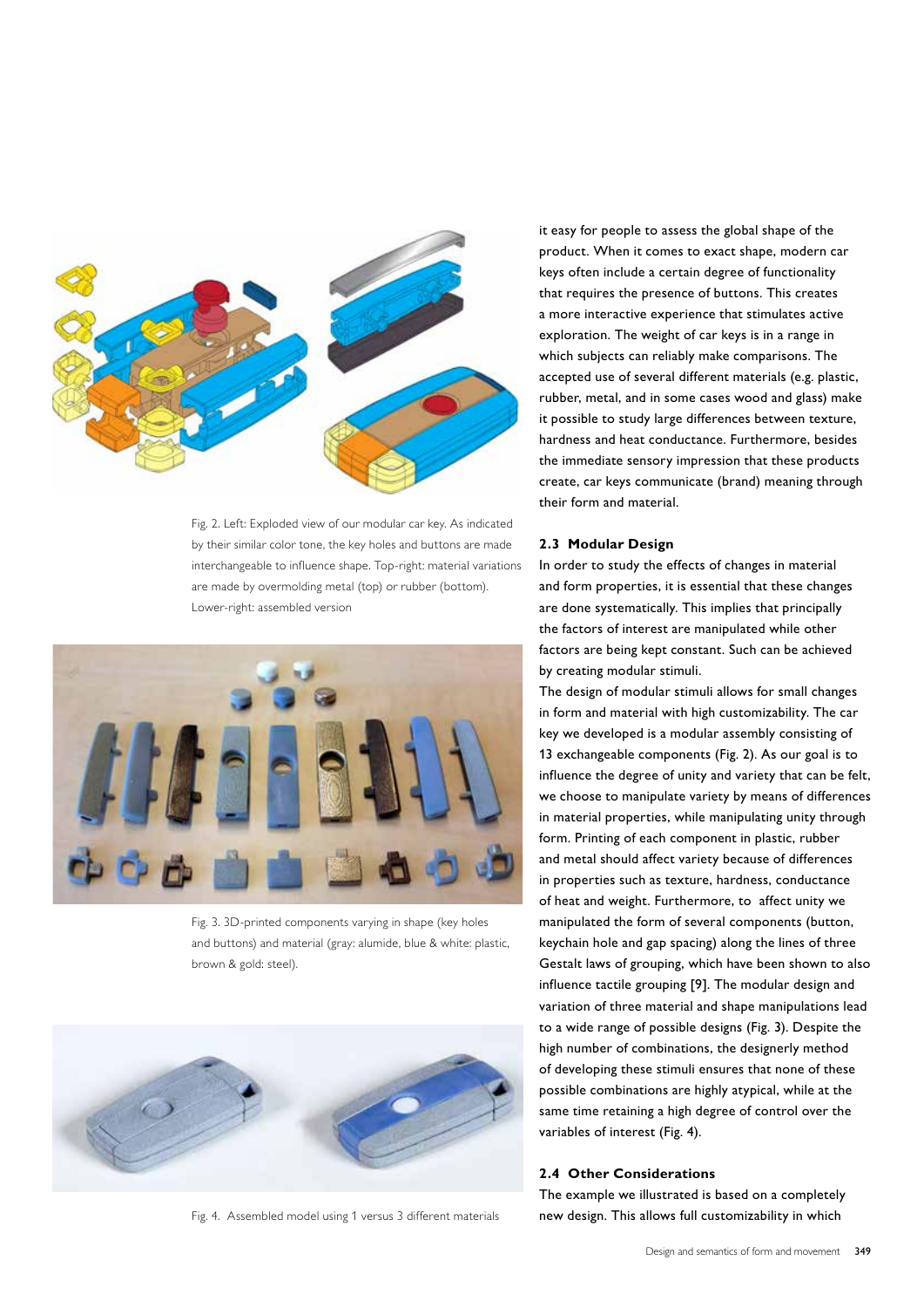Fig. 2. Left: Exploded view of our modular car key. As indicated by their similar color tone, the key holes and buttons are made interchangeable to influence shape. Top-right: material variations are made by overmolding metal (top) or rubber (bottom). Lower-right: assembled version

Fig. 3. 3D-printed components varying in shape (key holes and buttons) and material (gray: alumide, blue & white: plastic, brown & gold: steel).

Fig. 4. Assembled model using 1 versus 3 different materials

it easy for people to assess the global shape of the product. When it comes to exact shape, modern car keys often include a certain degree of functionality that requires the presence of buttons. This creates a more interactive experience that stimulates active exploration. The weight of car keys is in a range in which subjects can reliably make comparisons. The accepted use of several different materials (e.g. plastic, rubber, metal, and in some cases wood and glass) make it possible to study large differences between texture, hardness and heat conductance. Furthermore, besides the immediate sensory impression that these products create, car keys communicate (brand) meaning through their form and material.

### 2.3 Modular Design

In order to study the effects of changes in material and form properties, it is essential that these changes are done systematically. This implies that principally the factors of interest are manipulated while other factors are being kept constant. Such can be achieved by creating modular stimuli.

The design of modular stimuli allows for small changes in form and material with high customizability. The car key we developed is a modular assembly consisting of 13 exchangeable components (Fig. 2). As our goal is to influence the degree of unity and variety that can be felt, we choose to manipulate variety by means of differences in material properties, while manipulating unity through form. Printing of each component in plastic, rubber and metal should affect variety because of differences in properties such as texture, hardness, conductance of heat and weight. Furthermore, to affect unity we manipulated the form of several components (button, keychain hole and gap spacing) along the lines of three Gestalt laws of grouping, which have been shown to also influence tactile grouping [9]. The modular design and variation of three material and shape manipulations lead to a wide range of possible designs (Fig. 3). Despite the high number of combinations, the designerly method of developing these stimuli ensures that none of these possible combinations are highly atypical, while at the same time retaining a high degree of control over the variables of interest (Fig. 4).

### 2.4 Other Considerations

The example we illustrated is based on a completely new design. This allows full customizability in which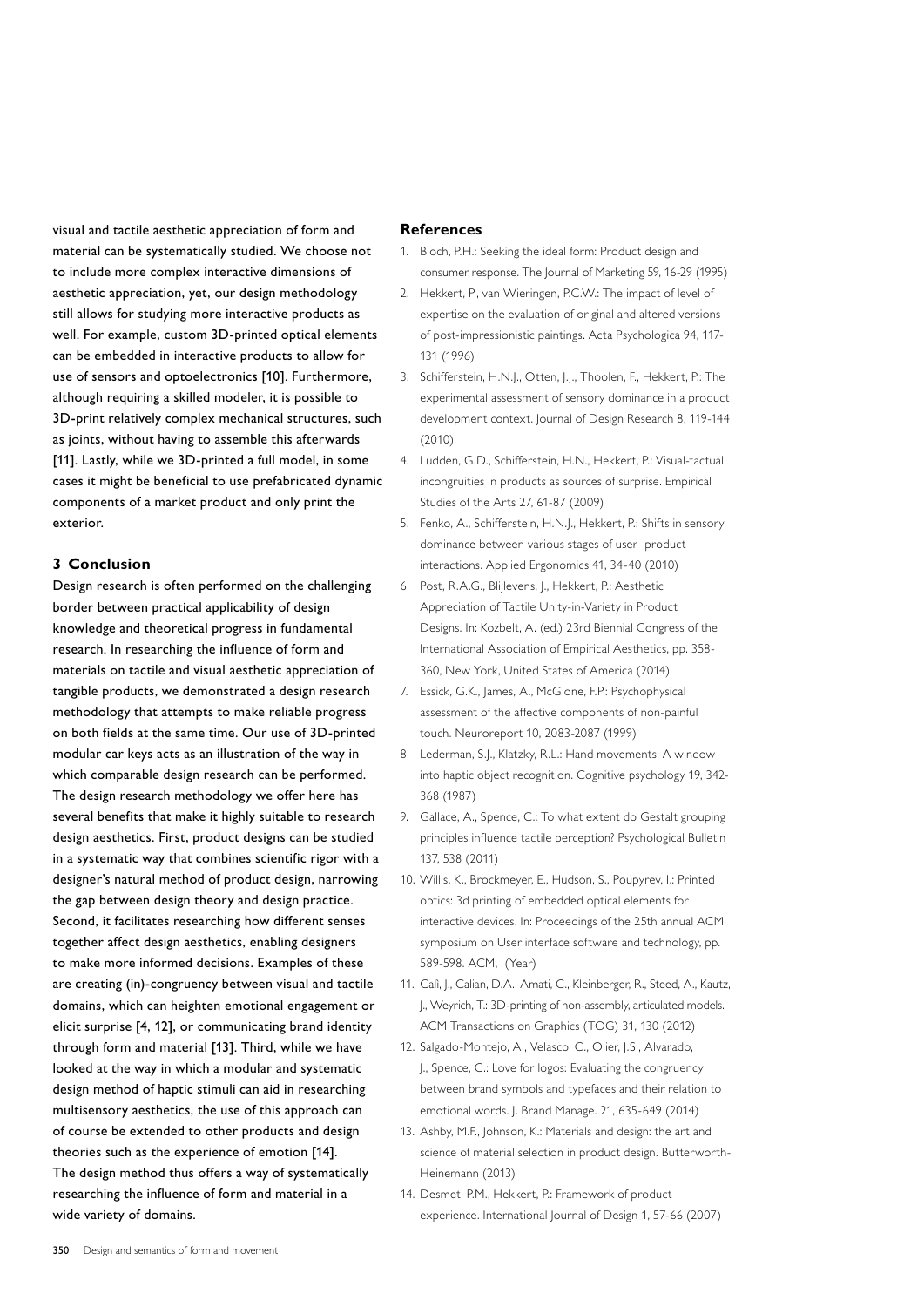visual and tactile aesthetic appreciation of form and material can be systematically studied. We choose not to include more complex interactive dimensions of aesthetic appreciation, yet, our design methodology still allows for studying more interactive products as well. For example, custom 3D-printed optical elements can be embedded in interactive products to allow for use of sensors and optoelectronics [10]. Furthermore, although requiring a skilled modeler, it is possible to 3D-print relatively complex mechanical structures, such as joints, without having to assemble this afterwards [11]. Lastly, while we 3D-printed a full model, in some cases it might be beneficial to use prefabricated dynamic components of a market product and only print the exterior.

## 3 Conclusion

Design research is often performed on the challenging border between practical applicability of design knowledge and theoretical progress in fundamental research. In researching the influence of form and materials on tactile and visual aesthetic appreciation of tangible products, we demonstrated a design research methodology that attempts to make reliable progress on both fields at the same time. Our use of 3D-printed modular car keys acts as an illustration of the way in which comparable design research can be performed. The design research methodology we offer here has several benefits that make it highly suitable to research design aesthetics. First, product designs can be studied in a systematic way that combines scientific rigor with a designer's natural method of product design, narrowing the gap between design theory and design practice. Second, it facilitates researching how different senses together affect design aesthetics, enabling designers to make more informed decisions. Examples of these are creating (in)-congruency between visual and tactile domains, which can heighten emotional engagement or elicit surprise [4, 12], or communicating brand identity through form and material [13]. Third, while we have looked at the way in which a modular and systematic design method of haptic stimuli can aid in researching multisensory aesthetics, the use of this approach can of course be extended to other products and design theories such as the experience of emotion [14]. The design method thus offers a way of systematically researching the influence of form and material in a wide variety of domains.

## References

1. Bloch, P.H.: Seeking the ideal form: Product design and consumer response. The Journal of Marketing 59, 16-29 (1995)
2. Hekkert, P., van Wieringen, P.C.W.: The impact of level of expertise on the evaluation of original and altered versions of post-impressionistic paintings. Acta Psychologica 94, 117-131 (1996)
3. Schifferstein, H.N.J., Otten, J.J., Thoolen, F., Hekkert, P.: The experimental assessment of sensory dominance in a product development context. Journal of Design Research 8, 119-144 (2010)
4. Ludden, G.D., Schifferstein, H.N., Hekkert, P.: Visual-tactual incongruities in products as sources of surprise. Empirical Studies of the Arts 27, 61-87 (2009)
5. Fenko, A., Schifferstein, H.N.J., Hekkert, P.: Shifts in sensory dominance between various stages of user–product interactions. Applied Ergonomics 41, 34-40 (2010)
6. Post, R.A.G., Blijlevens, J., Hekkert, P.: Aesthetic Appreciation of Tactile Unity-in-Variety in Product Designs. In: Kozbelt, A. (ed.) 23rd Biennial Congress of the International Association of Empirical Aesthetics, pp. 358-360, New York, United States of America (2014)
7. Essick, G.K., James, A., McGlone, F.P.: Psychophysical assessment of the affective components of non-painful touch. Neuroreport 10, 2083-2087 (1999)
8. Lederman, S.J., Klatzky, R.L.: Hand movements: A window into haptic object recognition. Cognitive psychology 19, 342-368 (1987)
9. Gallace, A., Spence, C.: To what extent do Gestalt grouping principles influence tactile perception? Psychological Bulletin 137, 538 (2011)
10. Willis, K., Brockmeyer, E., Hudson, S., Poupyrev, I.: Printed optics: 3d printing of embedded optical elements for interactive devices. In: Proceedings of the 25th annual ACM symposium on User interface software and technology, pp. 589-598. ACM, (Year)
11. Calì, J., Calian, D.A., Amati, C., Kleinberger, R., Steed, A., Kautz, J., Weyrich, T.: 3D-printing of non-assembly, articulated models. ACM Transactions on Graphics (TOG) 31, 130 (2012)
12. Salgado-Montejo, A., Velasco, C., Olier, J.S., Alvarado, J., Spence, C.: Love for logos: Evaluating the congruency between brand symbols and typefaces and their relation to emotional words. J. Brand Manage. 21, 635-649 (2014)
13. Ashby, M.F., Johnson, K.: Materials and design: the art and science of material selection in product design. Butterworth-Heinemann (2013)
14. Desmet, P.M., Hekkert, P.: Framework of product experience. International Journal of Design 1, 57-66 (2007)